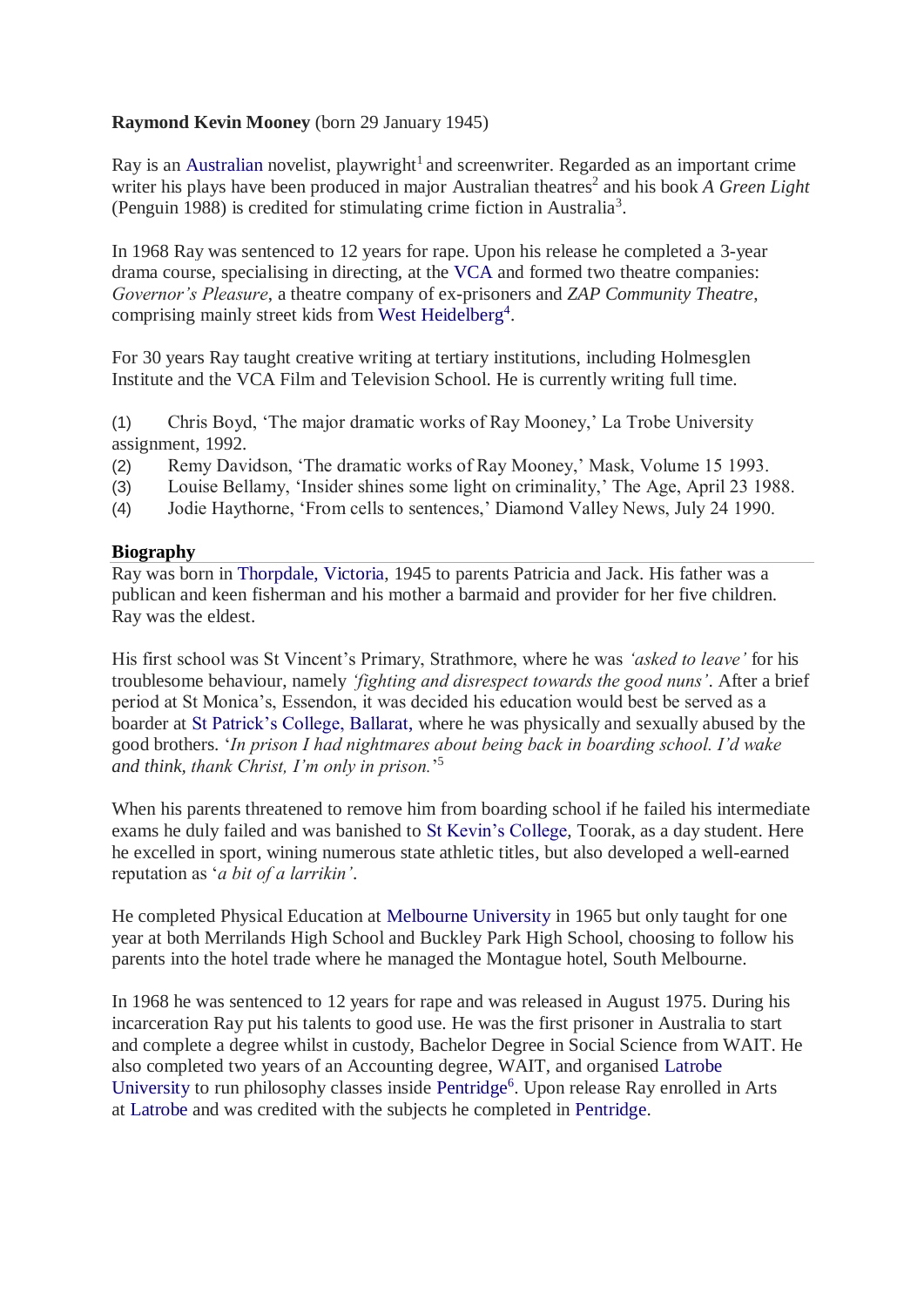**Raymond Kevin Mooney** (born 29 January 1945)

Ray is an Australian novelist, playwright[1] and screenwriter. Regarded as an important crime writer his plays have been produced in major Australian theatres[2] and his book *A Green Light* (Penguin 1988) is credited for stimulating crime fiction in Australia[3].

In 1968 Ray was sentenced to 12 years for rape. Upon his release he completed a 3-year drama course, specialising in directing, at the VCA and formed two theatre companies: *Governor's Pleasure*, a theatre company of ex-prisoners and *ZAP Community Theatre*, comprising mainly street kids from West Heidelberg[4].

For 30 years Ray taught creative writing at tertiary institutions, including Holmesglen Institute and the VCA Film and Television School. He is currently writing full time.

(1) Chris Boyd, 'The major dramatic works of Ray Mooney,' La Trobe University assignment, 1992.
(2) Remy Davidson, 'The dramatic works of Ray Mooney,' Mask, Volume 15 1993.
(3) Louise Bellamy, 'Insider shines some light on criminality,' The Age, April 23 1988.
(4) Jodie Haythorne, 'From cells to sentences,' Diamond Valley News, July 24 1990.

## Biography

Ray was born in Thorpdale, Victoria, 1945 to parents Patricia and Jack. His father was a publican and keen fisherman and his mother a barmaid and provider for her five children. Ray was the eldest.

His first school was St Vincent's Primary, Strathmore, where he was *'asked to leave'* for his troublesome behaviour, namely *'fighting and disrespect towards the good nuns'*. After a brief period at St Monica's, Essendon, it was decided his education would best be served as a boarder at St Patrick's College, Ballarat, where he was physically and sexually abused by the good brothers. '*In prison I had nightmares about being back in boarding school. I'd wake and think, thank Christ, I'm only in prison.*'[5]

When his parents threatened to remove him from boarding school if he failed his intermediate exams he duly failed and was banished to St Kevin's College, Toorak, as a day student. Here he excelled in sport, wining numerous state athletic titles, but also developed a well-earned reputation as '*a bit of a larrikin'*.

He completed Physical Education at Melbourne University in 1965 but only taught for one year at both Merrilands High School and Buckley Park High School, choosing to follow his parents into the hotel trade where he managed the Montague hotel, South Melbourne.

In 1968 he was sentenced to 12 years for rape and was released in August 1975. During his incarceration Ray put his talents to good use. He was the first prisoner in Australia to start and complete a degree whilst in custody, Bachelor Degree in Social Science from WAIT. He also completed two years of an Accounting degree, WAIT, and organised Latrobe University to run philosophy classes inside Pentridge[6]. Upon release Ray enrolled in Arts at Latrobe and was credited with the subjects he completed in Pentridge.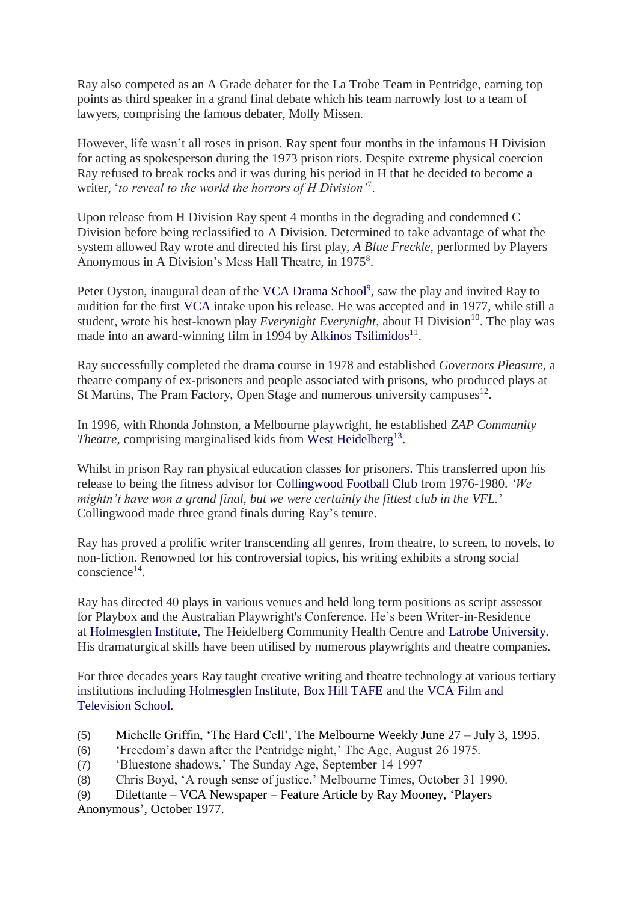Ray also competed as an A Grade debater for the La Trobe Team in Pentridge, earning top points as third speaker in a grand final debate which his team narrowly lost to a team of lawyers, comprising the famous debater, Molly Missen.

However, life wasn't all roses in prison. Ray spent four months in the infamous H Division for acting as spokesperson during the 1973 prison riots. Despite extreme physical coercion Ray refused to break rocks and it was during his period in H that he decided to become a writer, '*to reveal to the world the horrors of H Division'*[7].

Upon release from H Division Ray spent 4 months in the degrading and condemned C Division before being reclassified to A Division. Determined to take advantage of what the system allowed Ray wrote and directed his first play, *A Blue Freckle*, performed by Players Anonymous in A Division's Mess Hall Theatre, in 1975[8].

Peter Oyston, inaugural dean of the VCA Drama School[9], saw the play and invited Ray to audition for the first VCA intake upon his release. He was accepted and in 1977, while still a student, wrote his best-known play *Everynight Everynight*, about H Division[10]. The play was made into an award-winning film in 1994 by Alkinos Tsilimidos[11].

Ray successfully completed the drama course in 1978 and established *Governors Pleasure*, a theatre company of ex-prisoners and people associated with prisons, who produced plays at St Martins, The Pram Factory, Open Stage and numerous university campuses[12].

In 1996, with Rhonda Johnston, a Melbourne playwright, he established *ZAP Community Theatre*, comprising marginalised kids from West Heidelberg[13].

Whilst in prison Ray ran physical education classes for prisoners. This transferred upon his release to being the fitness advisor for Collingwood Football Club from 1976-1980. *'We mightn't have won a grand final, but we were certainly the fittest club in the VFL.'* Collingwood made three grand finals during Ray's tenure.

Ray has proved a prolific writer transcending all genres, from theatre, to screen, to novels, to non-fiction. Renowned for his controversial topics, his writing exhibits a strong social conscience[14].

Ray has directed 40 plays in various venues and held long term positions as script assessor for Playbox and the Australian Playwright's Conference. He's been Writer-in-Residence at Holmesglen Institute, The Heidelberg Community Health Centre and Latrobe University. His dramaturgical skills have been utilised by numerous playwrights and theatre companies.

For three decades years Ray taught creative writing and theatre technology at various tertiary institutions including Holmesglen Institute, Box Hill TAFE and the VCA Film and Television School.

(5) Michelle Griffin, 'The Hard Cell', The Melbourne Weekly June 27 – July 3, 1995.
(6) 'Freedom's dawn after the Pentridge night,' The Age, August 26 1975.
(7) 'Bluestone shadows,' The Sunday Age, September 14 1997
(8) Chris Boyd, 'A rough sense of justice,' Melbourne Times, October 31 1990.
(9) Dilettante – VCA Newspaper – Feature Article by Ray Mooney, 'Players Anonymous', October 1977.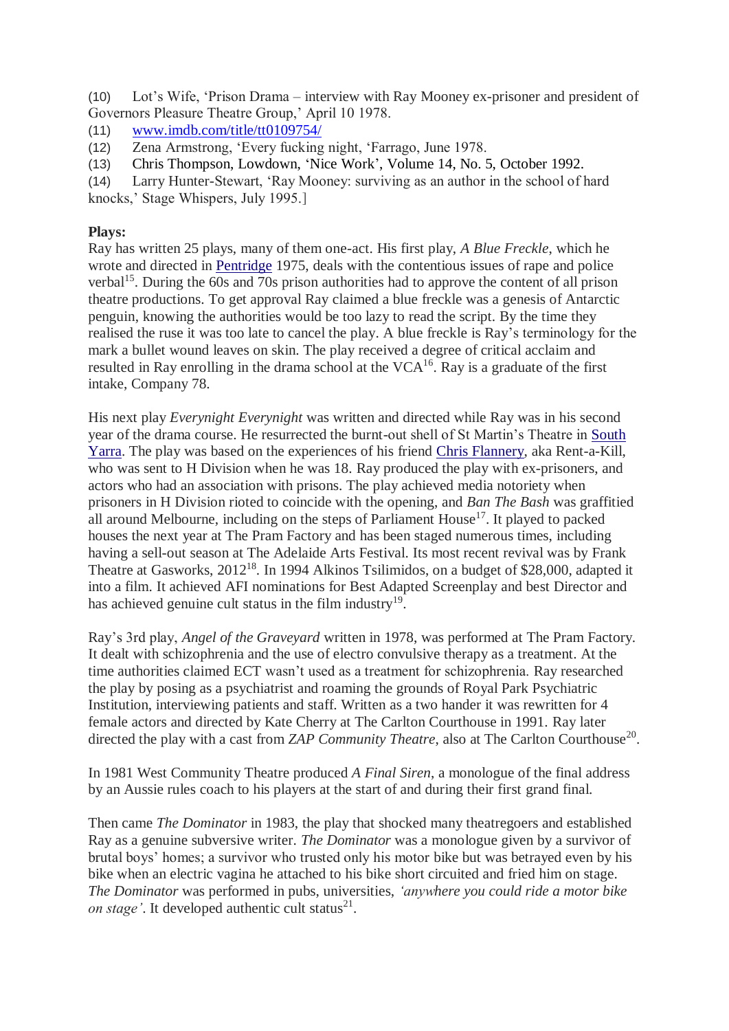(10) Lot's Wife, 'Prison Drama – interview with Ray Mooney ex-prisoner and president of Governors Pleasure Theatre Group,' April 10 1978.

(11) www.imdb.com/title/tt0109754/

(12) Zena Armstrong, 'Every fucking night, 'Farrago, June 1978.

(13) Chris Thompson, Lowdown, 'Nice Work', Volume 14, No. 5, October 1992.

(14) Larry Hunter-Stewart, 'Ray Mooney: surviving as an author in the school of hard knocks,' Stage Whispers, July 1995.]

**Plays:**

Ray has written 25 plays, many of them one-act. His first play, *A Blue Freckle*, which he wrote and directed in Pentridge 1975, deals with the contentious issues of rape and police verbal[15]. During the 60s and 70s prison authorities had to approve the content of all prison theatre productions. To get approval Ray claimed a blue freckle was a genesis of Antarctic penguin, knowing the authorities would be too lazy to read the script. By the time they realised the ruse it was too late to cancel the play. A blue freckle is Ray's terminology for the mark a bullet wound leaves on skin. The play received a degree of critical acclaim and resulted in Ray enrolling in the drama school at the VCA[16]. Ray is a graduate of the first intake, Company 78.

His next play *Everynight Everynight* was written and directed while Ray was in his second year of the drama course. He resurrected the burnt-out shell of St Martin's Theatre in South Yarra. The play was based on the experiences of his friend Chris Flannery, aka Rent-a-Kill, who was sent to H Division when he was 18. Ray produced the play with ex-prisoners, and actors who had an association with prisons. The play achieved media notoriety when prisoners in H Division rioted to coincide with the opening, and *Ban The Bash* was graffitied all around Melbourne, including on the steps of Parliament House[17]. It played to packed houses the next year at The Pram Factory and has been staged numerous times, including having a sell-out season at The Adelaide Arts Festival. Its most recent revival was by Frank Theatre at Gasworks, 2012[18]. In 1994 Alkinos Tsilimidos, on a budget of $28,000, adapted it into a film. It achieved AFI nominations for Best Adapted Screenplay and best Director and has achieved genuine cult status in the film industry[19].

Ray's 3rd play, *Angel of the Graveyard* written in 1978, was performed at The Pram Factory. It dealt with schizophrenia and the use of electro convulsive therapy as a treatment. At the time authorities claimed ECT wasn't used as a treatment for schizophrenia. Ray researched the play by posing as a psychiatrist and roaming the grounds of Royal Park Psychiatric Institution, interviewing patients and staff. Written as a two hander it was rewritten for 4 female actors and directed by Kate Cherry at The Carlton Courthouse in 1991. Ray later directed the play with a cast from *ZAP Community Theatre*, also at The Carlton Courthouse[20].

In 1981 West Community Theatre produced *A Final Siren*, a monologue of the final address by an Aussie rules coach to his players at the start of and during their first grand final.

Then came *The Dominator* in 1983, the play that shocked many theatregoers and established Ray as a genuine subversive writer. *The Dominator* was a monologue given by a survivor of brutal boys' homes; a survivor who trusted only his motor bike but was betrayed even by his bike when an electric vagina he attached to his bike short circuited and fried him on stage. *The Dominator* was performed in pubs, universities, *'anywhere you could ride a motor bike on stage'*. It developed authentic cult status[21].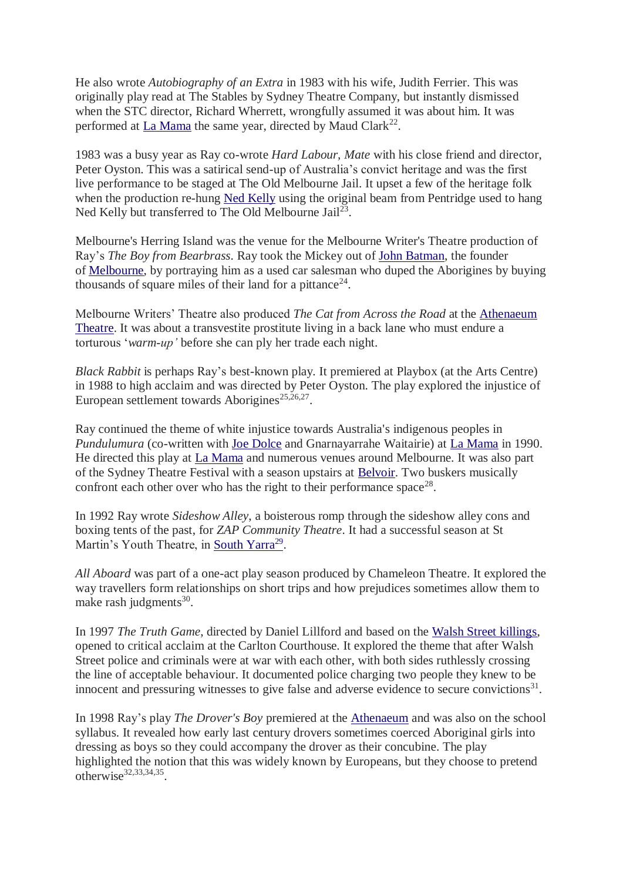He also wrote *Autobiography of an Extra* in 1983 with his wife, Judith Ferrier. This was originally play read at The Stables by Sydney Theatre Company, but instantly dismissed when the STC director, Richard Wherrett, wrongfully assumed it was about him. It was performed at La Mama the same year, directed by Maud Clark[22].

1983 was a busy year as Ray co-wrote *Hard Labour, Mate* with his close friend and director, Peter Oyston. This was a satirical send-up of Australia's convict heritage and was the first live performance to be staged at The Old Melbourne Jail. It upset a few of the heritage folk when the production re-hung Ned Kelly using the original beam from Pentridge used to hang Ned Kelly but transferred to The Old Melbourne Jail[23].

Melbourne's Herring Island was the venue for the Melbourne Writer's Theatre production of Ray's *The Boy from Bearbrass*. Ray took the Mickey out of John Batman, the founder of Melbourne, by portraying him as a used car salesman who duped the Aborigines by buying thousands of square miles of their land for a pittance[24].

Melbourne Writers' Theatre also produced *The Cat from Across the Road* at the Athenaeum Theatre. It was about a transvestite prostitute living in a back lane who must endure a torturous '*warm-up'* before she can ply her trade each night.

*Black Rabbit* is perhaps Ray's best-known play. It premiered at Playbox (at the Arts Centre) in 1988 to high acclaim and was directed by Peter Oyston. The play explored the injustice of European settlement towards Aborigines[25,26,27].

Ray continued the theme of white injustice towards Australia's indigenous peoples in *Pundulumura* (co-written with Joe Dolce and Gnarnayarrahe Waitairie) at La Mama in 1990. He directed this play at La Mama and numerous venues around Melbourne. It was also part of the Sydney Theatre Festival with a season upstairs at Belvoir. Two buskers musically confront each other over who has the right to their performance space[28].

In 1992 Ray wrote *Sideshow Alley*, a boisterous romp through the sideshow alley cons and boxing tents of the past, for *ZAP Community Theatre*. It had a successful season at St Martin's Youth Theatre, in South Yarra[29].

*All Aboard* was part of a one-act play season produced by Chameleon Theatre. It explored the way travellers form relationships on short trips and how prejudices sometimes allow them to make rash judgments[30].

In 1997 *The Truth Game*, directed by Daniel Lillford and based on the Walsh Street killings, opened to critical acclaim at the Carlton Courthouse. It explored the theme that after Walsh Street police and criminals were at war with each other, with both sides ruthlessly crossing the line of acceptable behaviour. It documented police charging two people they knew to be innocent and pressuring witnesses to give false and adverse evidence to secure convictions[31].

In 1998 Ray's play *The Drover's Boy* premiered at the Athenaeum and was also on the school syllabus. It revealed how early last century drovers sometimes coerced Aboriginal girls into dressing as boys so they could accompany the drover as their concubine. The play highlighted the notion that this was widely known by Europeans, but they choose to pretend otherwise[32,33,34,35].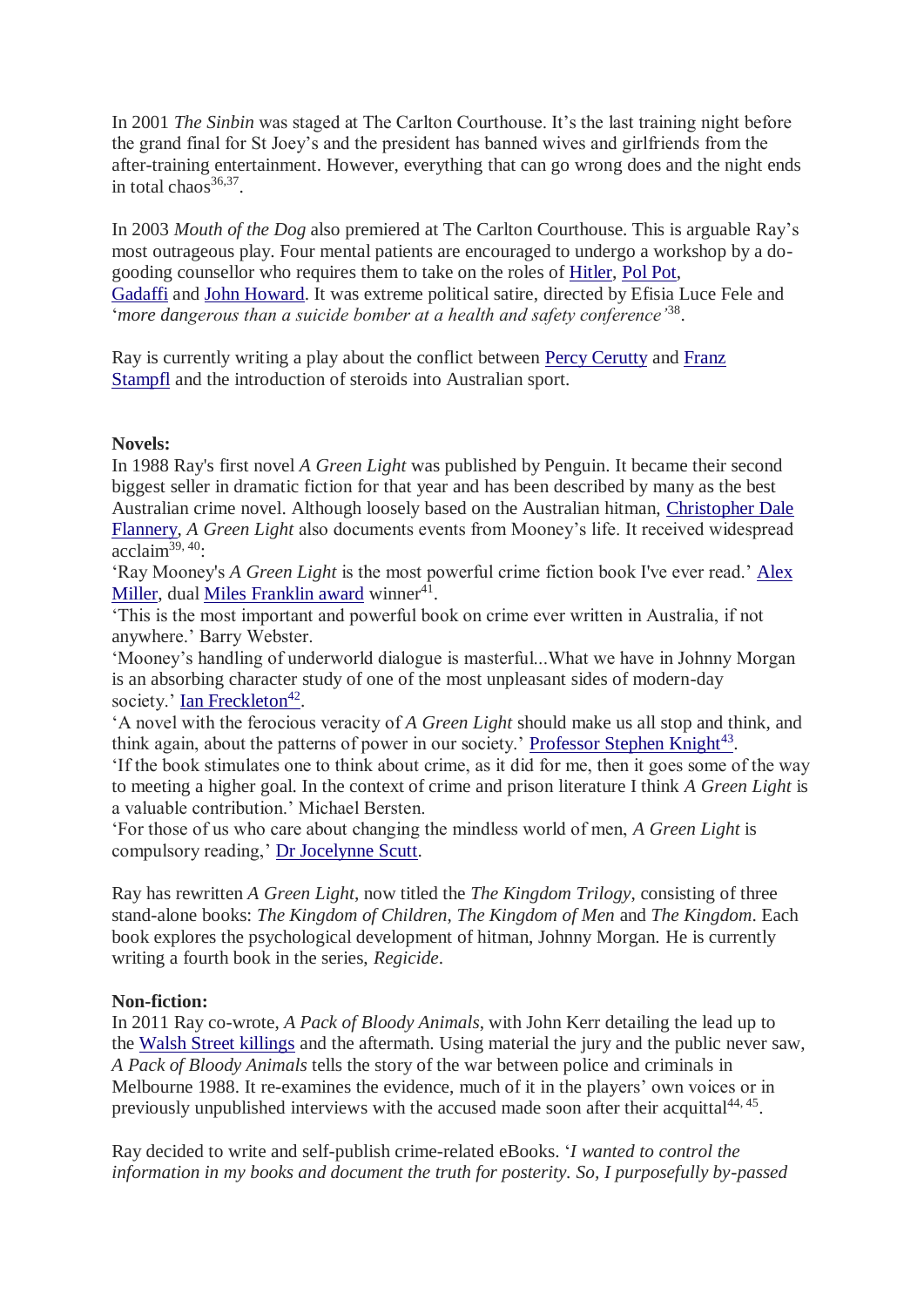In 2001 *The Sinbin* was staged at The Carlton Courthouse. It's the last training night before the grand final for St Joey's and the president has banned wives and girlfriends from the after-training entertainment. However, everything that can go wrong does and the night ends in total chaos[36,37].

In 2003 *Mouth of the Dog* also premiered at The Carlton Courthouse. This is arguable Ray's most outrageous play. Four mental patients are encouraged to undergo a workshop by a do-gooding counsellor who requires them to take on the roles of Hitler, Pol Pot, Gadaffi and John Howard. It was extreme political satire, directed by Efisia Luce Fele and '*more dangerous than a suicide bomber at a health and safety conference*'[38].

Ray is currently writing a play about the conflict between Percy Cerutty and Franz Stampfl and the introduction of steroids into Australian sport.

**Novels:**

In 1988 Ray's first novel *A Green Light* was published by Penguin. It became their second biggest seller in dramatic fiction for that year and has been described by many as the best Australian crime novel. Although loosely based on the Australian hitman, Christopher Dale Flannery, *A Green Light* also documents events from Mooney's life. It received widespread acclaim[39, 40]:

'Ray Mooney's *A Green Light* is the most powerful crime fiction book I've ever read.' Alex Miller, dual Miles Franklin award winner[41].

'This is the most important and powerful book on crime ever written in Australia, if not anywhere.' Barry Webster.

'Mooney's handling of underworld dialogue is masterful...What we have in Johnny Morgan is an absorbing character study of one of the most unpleasant sides of modern-day society.' Ian Freckleton[42].

'A novel with the ferocious veracity of *A Green Light* should make us all stop and think, and think again, about the patterns of power in our society.' Professor Stephen Knight[43].

'If the book stimulates one to think about crime, as it did for me, then it goes some of the way to meeting a higher goal. In the context of crime and prison literature I think *A Green Light* is a valuable contribution.' Michael Bersten.

'For those of us who care about changing the mindless world of men, *A Green Light* is compulsory reading,' Dr Jocelynne Scutt.

Ray has rewritten *A Green Light*, now titled the *The Kingdom Trilogy*, consisting of three stand-alone books: *The Kingdom of Children, The Kingdom of Men* and *The Kingdom*. Each book explores the psychological development of hitman, Johnny Morgan. He is currently writing a fourth book in the series, *Regicide*.

**Non-fiction:**

In 2011 Ray co-wrote, *A Pack of Bloody Animals*, with John Kerr detailing the lead up to the Walsh Street killings and the aftermath. Using material the jury and the public never saw, *A Pack of Bloody Animals* tells the story of the war between police and criminals in Melbourne 1988. It re-examines the evidence, much of it in the players' own voices or in previously unpublished interviews with the accused made soon after their acquittal[44, 45].

Ray decided to write and self-publish crime-related eBooks. '*I wanted to control the information in my books and document the truth for posterity. So, I purposefully by-passed*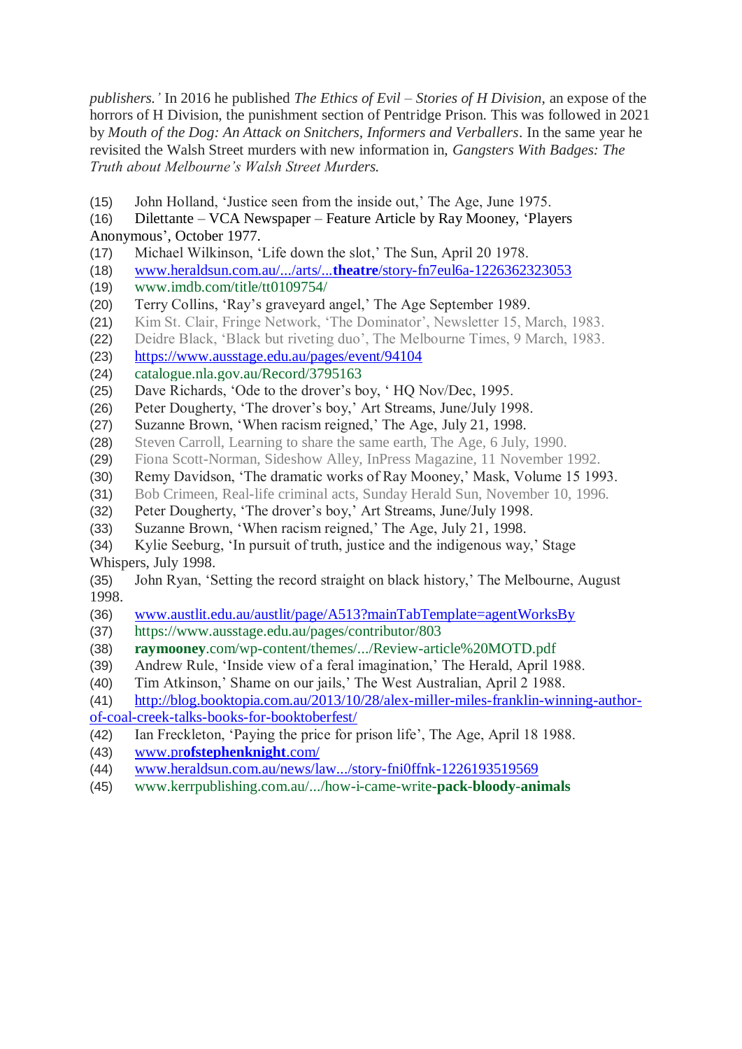*publishers.'* In 2016 he published *The Ethics of Evil – Stories of H Division*, an expose of the horrors of H Division, the punishment section of Pentridge Prison. This was followed in 2021 by *Mouth of the Dog: An Attack on Snitchers, Informers and Verballers*. In the same year he revisited the Walsh Street murders with new information in, *Gangsters With Badges: The Truth about Melbourne's Walsh Street Murders.*

(15) John Holland, 'Justice seen from the inside out,' The Age, June 1975.
(16) Dilettante – VCA Newspaper – Feature Article by Ray Mooney, 'Players Anonymous', October 1977.
(17) Michael Wilkinson, 'Life down the slot,' The Sun, April 20 1978.
(18) www.heraldsun.com.au/.../arts/...**theatre**/story-fn7eul6a-1226362323053
(19) www.imdb.com/title/tt0109754/
(20) Terry Collins, 'Ray's graveyard angel,' The Age September 1989.
(21) Kim St. Clair, Fringe Network, 'The Dominator', Newsletter 15, March, 1983.
(22) Deidre Black, 'Black but riveting duo', The Melbourne Times, 9 March, 1983.
(23) https://www.ausstage.edu.au/pages/event/94104
(24) catalogue.nla.gov.au/Record/3795163
(25) Dave Richards, 'Ode to the drover's boy, ' HQ Nov/Dec, 1995.
(26) Peter Dougherty, 'The drover's boy,' Art Streams, June/July 1998.
(27) Suzanne Brown, 'When racism reigned,' The Age, July 21, 1998.
(28) Steven Carroll, Learning to share the same earth, The Age, 6 July, 1990.
(29) Fiona Scott-Norman, Sideshow Alley, InPress Magazine, 11 November 1992.
(30) Remy Davidson, 'The dramatic works of Ray Mooney,' Mask, Volume 15 1993.
(31) Bob Crimeen, Real-life criminal acts, Sunday Herald Sun, November 10, 1996.
(32) Peter Dougherty, 'The drover's boy,' Art Streams, June/July 1998.
(33) Suzanne Brown, 'When racism reigned,' The Age, July 21, 1998.
(34) Kylie Seeburg, 'In pursuit of truth, justice and the indigenous way,' Stage Whispers, July 1998.
(35) John Ryan, 'Setting the record straight on black history,' The Melbourne, August 1998.
(36) www.austlit.edu.au/austlit/page/A513?mainTabTemplate=agentWorksBy
(37) https://www.ausstage.edu.au/pages/contributor/803
(38) **raymooney**.com/wp-content/themes/.../Review-article%20MOTD.pdf
(39) Andrew Rule, 'Inside view of a feral imagination,' The Herald, April 1988.
(40) Tim Atkinson,' Shame on our jails,' The West Australian, April 2 1988.
(41) http://blog.booktopia.com.au/2013/10/28/alex-miller-miles-franklin-winning-author-of-coal-creek-talks-books-for-booktoberfest/
(42) Ian Freckleton, 'Paying the price for prison life', The Age, April 18 1988.
(43) www.pr**ofstephenknight**.com/
(44) www.heraldsun.com.au/news/law.../story-fni0ffnk-1226193519569
(45) www.kerrpublishing.com.au/.../how-i-came-write-**pack-bloody-animals**